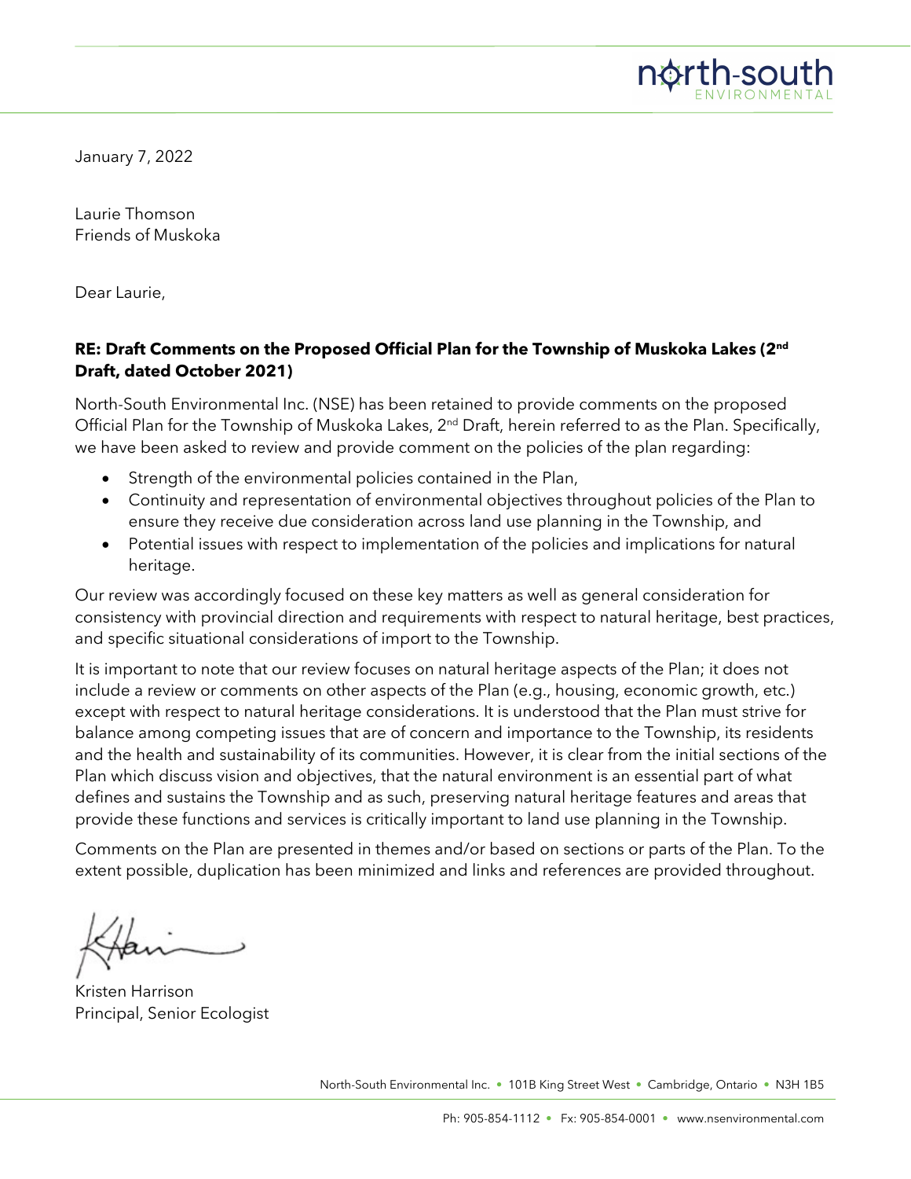January 7, 2022

Laurie Thomson
Friends of Muskoka

Dear Laurie,

**RE: Draft Comments on the Proposed Official Plan for the Township of Muskoka Lakes (2nd Draft, dated October 2021)**

North-South Environmental Inc. (NSE) has been retained to provide comments on the proposed Official Plan for the Township of Muskoka Lakes, 2nd Draft, herein referred to as the Plan. Specifically, we have been asked to review and provide comment on the policies of the plan regarding:

- Strength of the environmental policies contained in the Plan,
- Continuity and representation of environmental objectives throughout policies of the Plan to ensure they receive due consideration across land use planning in the Township, and
- Potential issues with respect to implementation of the policies and implications for natural heritage.

Our review was accordingly focused on these key matters as well as general consideration for consistency with provincial direction and requirements with respect to natural heritage, best practices, and specific situational considerations of import to the Township.

It is important to note that our review focuses on natural heritage aspects of the Plan; it does not include a review or comments on other aspects of the Plan (e.g., housing, economic growth, etc.) except with respect to natural heritage considerations. It is understood that the Plan must strive for balance among competing issues that are of concern and importance to the Township, its residents and the health and sustainability of its communities. However, it is clear from the initial sections of the Plan which discuss vision and objectives, that the natural environment is an essential part of what defines and sustains the Township and as such, preserving natural heritage features and areas that provide these functions and services is critically important to land use planning in the Township.

Comments on the Plan are presented in themes and/or based on sections or parts of the Plan. To the extent possible, duplication has been minimized and links and references are provided throughout.

Kristen Harrison
Principal, Senior Ecologist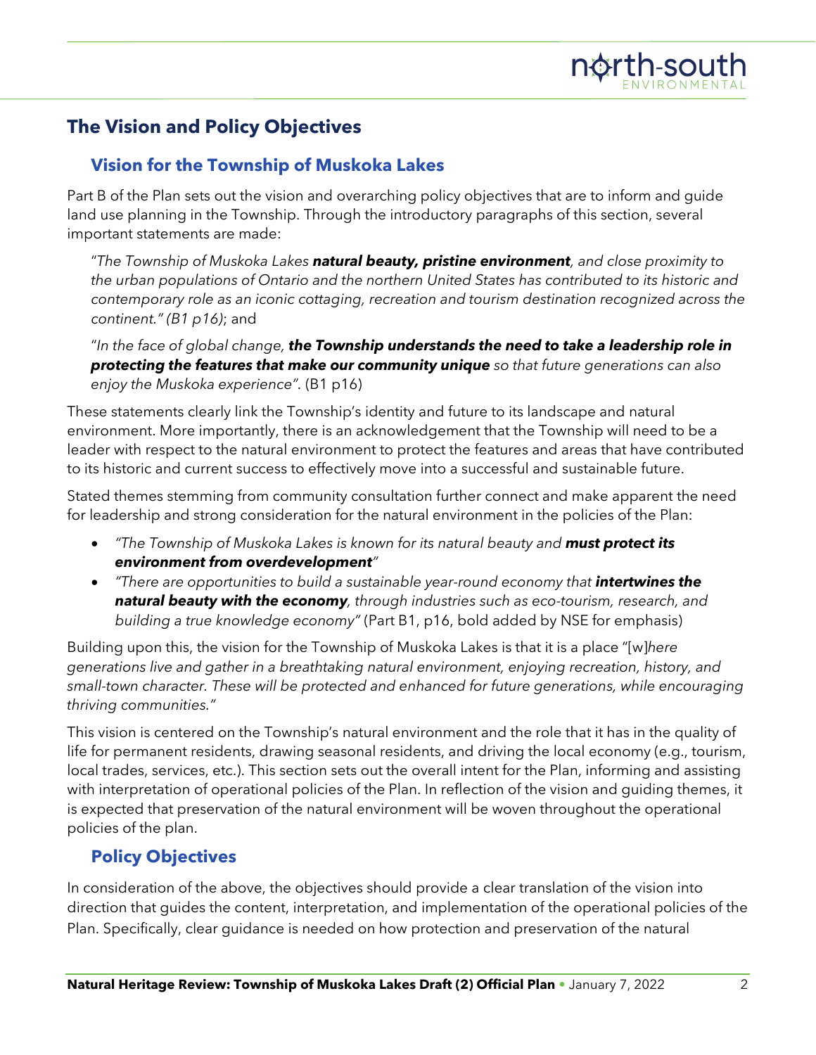## The Vision and Policy Objectives

### Vision for the Township of Muskoka Lakes

Part B of the Plan sets out the vision and overarching policy objectives that are to inform and guide land use planning in the Township. Through the introductory paragraphs of this section, several important statements are made:

> "*The Township of Muskoka Lakes **natural beauty, pristine environment**, and close proximity to the urban populations of Ontario and the northern United States has contributed to its historic and contemporary role as an iconic cottaging, recreation and tourism destination recognized across the continent." (B1 p16)*; and
>
> "*In the face of global change, **the Township understands the need to take a leadership role in protecting the features that make our community unique** so that future generations can also enjoy the Muskoka experience"*. (B1 p16)

These statements clearly link the Township's identity and future to its landscape and natural environment. More importantly, there is an acknowledgement that the Township will need to be a leader with respect to the natural environment to protect the features and areas that have contributed to its historic and current success to effectively move into a successful and sustainable future.

Stated themes stemming from community consultation further connect and make apparent the need for leadership and strong consideration for the natural environment in the policies of the Plan:

- *"The Township of Muskoka Lakes is known for its natural beauty and **must protect its environment from overdevelopment**"*
- *"There are opportunities to build a sustainable year-round economy that **intertwines the natural beauty with the economy**, through industries such as eco-tourism, research, and building a true knowledge economy"* (Part B1, p16, bold added by NSE for emphasis)

Building upon this, the vision for the Township of Muskoka Lakes is that it is a place "[w]*here generations live and gather in a breathtaking natural environment, enjoying recreation, history, and small-town character. These will be protected and enhanced for future generations, while encouraging thriving communities."*

This vision is centered on the Township's natural environment and the role that it has in the quality of life for permanent residents, drawing seasonal residents, and driving the local economy (e.g., tourism, local trades, services, etc.). This section sets out the overall intent for the Plan, informing and assisting with interpretation of operational policies of the Plan. In reflection of the vision and guiding themes, it is expected that preservation of the natural environment will be woven throughout the operational policies of the plan.

### Policy Objectives

In consideration of the above, the objectives should provide a clear translation of the vision into direction that guides the content, interpretation, and implementation of the operational policies of the Plan. Specifically, clear guidance is needed on how protection and preservation of the natural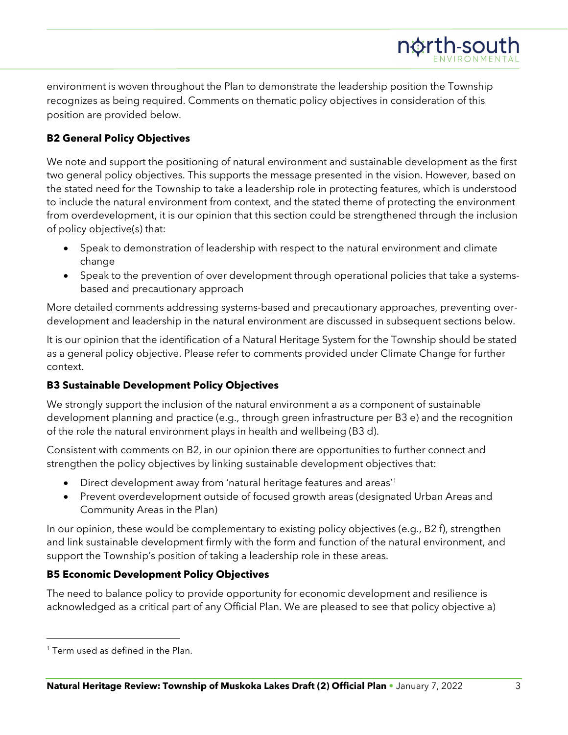environment is woven throughout the Plan to demonstrate the leadership position the Township recognizes as being required. Comments on thematic policy objectives in consideration of this position are provided below.

**B2 General Policy Objectives**

We note and support the positioning of natural environment and sustainable development as the first two general policy objectives. This supports the message presented in the vision. However, based on the stated need for the Township to take a leadership role in protecting features, which is understood to include the natural environment from context, and the stated theme of protecting the environment from overdevelopment, it is our opinion that this section could be strengthened through the inclusion of policy objective(s) that:

- Speak to demonstration of leadership with respect to the natural environment and climate change
- Speak to the prevention of over development through operational policies that take a systems-based and precautionary approach

More detailed comments addressing systems-based and precautionary approaches, preventing over-development and leadership in the natural environment are discussed in subsequent sections below.

It is our opinion that the identification of a Natural Heritage System for the Township should be stated as a general policy objective. Please refer to comments provided under Climate Change for further context.

**B3 Sustainable Development Policy Objectives**

We strongly support the inclusion of the natural environment a as a component of sustainable development planning and practice (e.g., through green infrastructure per B3 e) and the recognition of the role the natural environment plays in health and wellbeing (B3 d).

Consistent with comments on B2, in our opinion there are opportunities to further connect and strengthen the policy objectives by linking sustainable development objectives that:

- Direct development away from 'natural heritage features and areas'[1]
- Prevent overdevelopment outside of focused growth areas (designated Urban Areas and Community Areas in the Plan)

In our opinion, these would be complementary to existing policy objectives (e.g., B2 f), strengthen and link sustainable development firmly with the form and function of the natural environment, and support the Township's position of taking a leadership role in these areas.

**B5 Economic Development Policy Objectives**

The need to balance policy to provide opportunity for economic development and resilience is acknowledged as a critical part of any Official Plan. We are pleased to see that policy objective a)

[1] Term used as defined in the Plan.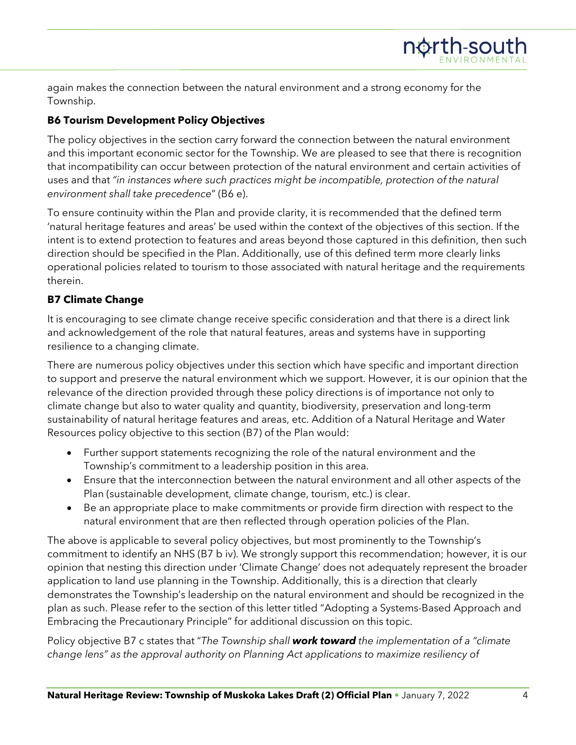again makes the connection between the natural environment and a strong economy for the Township.

### B6 Tourism Development Policy Objectives

The policy objectives in the section carry forward the connection between the natural environment and this important economic sector for the Township. We are pleased to see that there is recognition that incompatibility can occur between protection of the natural environment and certain activities of uses and that *"in instances where such practices might be incompatible, protection of the natural environment shall take precedence"* (B6 e).

To ensure continuity within the Plan and provide clarity, it is recommended that the defined term 'natural heritage features and areas' be used within the context of the objectives of this section. If the intent is to extend protection to features and areas beyond those captured in this definition, then such direction should be specified in the Plan. Additionally, use of this defined term more clearly links operational policies related to tourism to those associated with natural heritage and the requirements therein.

### B7 Climate Change

It is encouraging to see climate change receive specific consideration and that there is a direct link and acknowledgement of the role that natural features, areas and systems have in supporting resilience to a changing climate.

There are numerous policy objectives under this section which have specific and important direction to support and preserve the natural environment which we support. However, it is our opinion that the relevance of the direction provided through these policy directions is of importance not only to climate change but also to water quality and quantity, biodiversity, preservation and long-term sustainability of natural heritage features and areas, etc. Addition of a Natural Heritage and Water Resources policy objective to this section (B7) of the Plan would:

- Further support statements recognizing the role of the natural environment and the Township's commitment to a leadership position in this area.
- Ensure that the interconnection between the natural environment and all other aspects of the Plan (sustainable development, climate change, tourism, etc.) is clear.
- Be an appropriate place to make commitments or provide firm direction with respect to the natural environment that are then reflected through operation policies of the Plan.

The above is applicable to several policy objectives, but most prominently to the Township's commitment to identify an NHS (B7 b iv). We strongly support this recommendation; however, it is our opinion that nesting this direction under 'Climate Change' does not adequately represent the broader application to land use planning in the Township. Additionally, this is a direction that clearly demonstrates the Township's leadership on the natural environment and should be recognized in the plan as such. Please refer to the section of this letter titled "Adopting a Systems-Based Approach and Embracing the Precautionary Principle" for additional discussion on this topic.

Policy objective B7 c states that "*The Township shall* ***work toward*** *the implementation of a "climate change lens" as the approval authority on Planning Act applications to maximize resiliency of*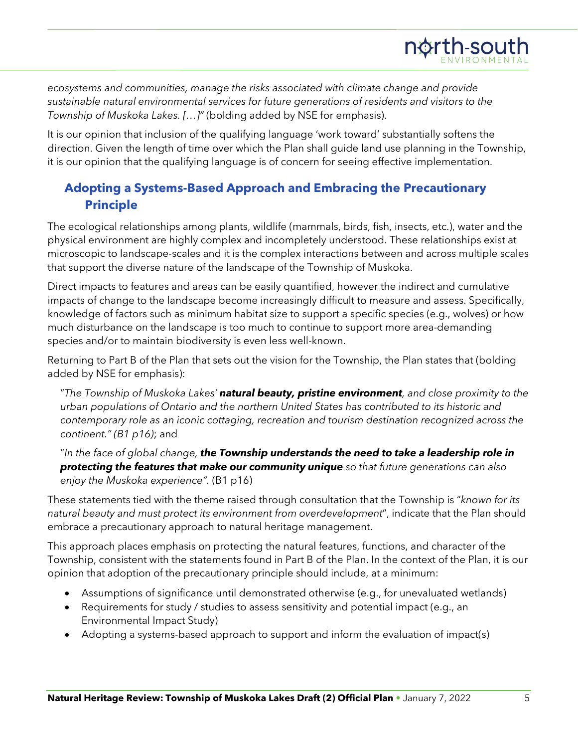*ecosystems and communities, manage the risks associated with climate change and provide sustainable natural environmental services for future generations of residents and visitors to the Township of Muskoka Lakes. […]"* (bolding added by NSE for emphasis).

It is our opinion that inclusion of the qualifying language 'work toward' substantially softens the direction. Given the length of time over which the Plan shall guide land use planning in the Township, it is our opinion that the qualifying language is of concern for seeing effective implementation.

## Adopting a Systems-Based Approach and Embracing the Precautionary Principle

The ecological relationships among plants, wildlife (mammals, birds, fish, insects, etc.), water and the physical environment are highly complex and incompletely understood. These relationships exist at microscopic to landscape-scales and it is the complex interactions between and across multiple scales that support the diverse nature of the landscape of the Township of Muskoka.

Direct impacts to features and areas can be easily quantified, however the indirect and cumulative impacts of change to the landscape become increasingly difficult to measure and assess. Specifically, knowledge of factors such as minimum habitat size to support a specific species (e.g., wolves) or how much disturbance on the landscape is too much to continue to support more area-demanding species and/or to maintain biodiversity is even less well-known.

Returning to Part B of the Plan that sets out the vision for the Township, the Plan states that (bolding added by NSE for emphasis):

> "*The Township of Muskoka Lakes' **natural beauty, pristine environment**, and close proximity to the urban populations of Ontario and the northern United States has contributed to its historic and contemporary role as an iconic cottaging, recreation and tourism destination recognized across the continent." (B1 p16)*; and
>
> "*In the face of global change, **the Township understands the need to take a leadership role in protecting the features that make our community unique** so that future generations can also enjoy the Muskoka experience"*. (B1 p16)

These statements tied with the theme raised through consultation that the Township is "*known for its natural beauty and must protect its environment from overdevelopment*", indicate that the Plan should embrace a precautionary approach to natural heritage management.

This approach places emphasis on protecting the natural features, functions, and character of the Township, consistent with the statements found in Part B of the Plan. In the context of the Plan, it is our opinion that adoption of the precautionary principle should include, at a minimum:

- Assumptions of significance until demonstrated otherwise (e.g., for unevaluated wetlands)
- Requirements for study / studies to assess sensitivity and potential impact (e.g., an Environmental Impact Study)
- Adopting a systems-based approach to support and inform the evaluation of impact(s)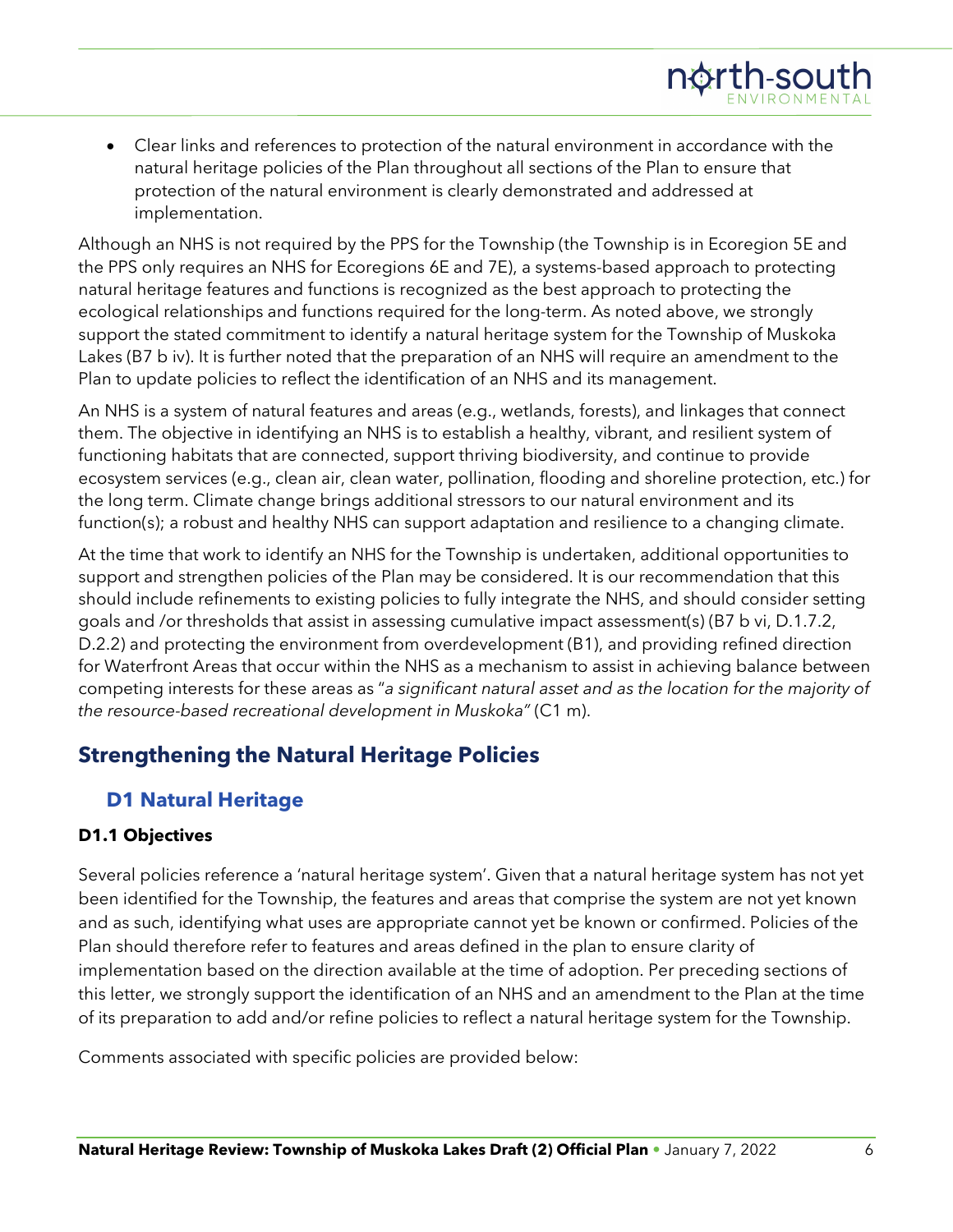- Clear links and references to protection of the natural environment in accordance with the natural heritage policies of the Plan throughout all sections of the Plan to ensure that protection of the natural environment is clearly demonstrated and addressed at implementation.

Although an NHS is not required by the PPS for the Township (the Township is in Ecoregion 5E and the PPS only requires an NHS for Ecoregions 6E and 7E), a systems-based approach to protecting natural heritage features and functions is recognized as the best approach to protecting the ecological relationships and functions required for the long-term. As noted above, we strongly support the stated commitment to identify a natural heritage system for the Township of Muskoka Lakes (B7 b iv). It is further noted that the preparation of an NHS will require an amendment to the Plan to update policies to reflect the identification of an NHS and its management.

An NHS is a system of natural features and areas (e.g., wetlands, forests), and linkages that connect them. The objective in identifying an NHS is to establish a healthy, vibrant, and resilient system of functioning habitats that are connected, support thriving biodiversity, and continue to provide ecosystem services (e.g., clean air, clean water, pollination, flooding and shoreline protection, etc.) for the long term. Climate change brings additional stressors to our natural environment and its function(s); a robust and healthy NHS can support adaptation and resilience to a changing climate.

At the time that work to identify an NHS for the Township is undertaken, additional opportunities to support and strengthen policies of the Plan may be considered. It is our recommendation that this should include refinements to existing policies to fully integrate the NHS, and should consider setting goals and /or thresholds that assist in assessing cumulative impact assessment(s) (B7 b vi, D.1.7.2, D.2.2) and protecting the environment from overdevelopment (B1), and providing refined direction for Waterfront Areas that occur within the NHS as a mechanism to assist in achieving balance between competing interests for these areas as "*a significant natural asset and as the location for the majority of the resource-based recreational development in Muskoka*" (C1 m).

## Strengthening the Natural Heritage Policies

### D1 Natural Heritage

#### D1.1 Objectives

Several policies reference a 'natural heritage system'. Given that a natural heritage system has not yet been identified for the Township, the features and areas that comprise the system are not yet known and as such, identifying what uses are appropriate cannot yet be known or confirmed. Policies of the Plan should therefore refer to features and areas defined in the plan to ensure clarity of implementation based on the direction available at the time of adoption. Per preceding sections of this letter, we strongly support the identification of an NHS and an amendment to the Plan at the time of its preparation to add and/or refine policies to reflect a natural heritage system for the Township.

Comments associated with specific policies are provided below: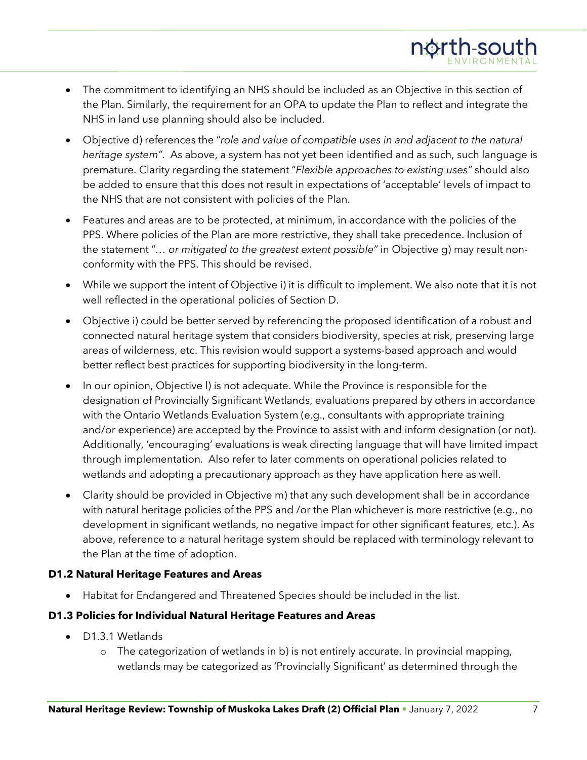- The commitment to identifying an NHS should be included as an Objective in this section of the Plan. Similarly, the requirement for an OPA to update the Plan to reflect and integrate the NHS in land use planning should also be included.
- Objective d) references the "*role and value of compatible uses in and adjacent to the natural heritage system*". As above, a system has not yet been identified and as such, such language is premature. Clarity regarding the statement "*Flexible approaches to existing uses*" should also be added to ensure that this does not result in expectations of 'acceptable' levels of impact to the NHS that are not consistent with policies of the Plan.
- Features and areas are to be protected, at minimum, in accordance with the policies of the PPS. Where policies of the Plan are more restrictive, they shall take precedence. Inclusion of the statement "*… or mitigated to the greatest extent possible*" in Objective g) may result non-conformity with the PPS. This should be revised.
- While we support the intent of Objective i) it is difficult to implement. We also note that it is not well reflected in the operational policies of Section D.
- Objective i) could be better served by referencing the proposed identification of a robust and connected natural heritage system that considers biodiversity, species at risk, preserving large areas of wilderness, etc. This revision would support a systems-based approach and would better reflect best practices for supporting biodiversity in the long-term.
- In our opinion, Objective l) is not adequate. While the Province is responsible for the designation of Provincially Significant Wetlands, evaluations prepared by others in accordance with the Ontario Wetlands Evaluation System (e.g., consultants with appropriate training and/or experience) are accepted by the Province to assist with and inform designation (or not). Additionally, 'encouraging' evaluations is weak directing language that will have limited impact through implementation. Also refer to later comments on operational policies related to wetlands and adopting a precautionary approach as they have application here as well.
- Clarity should be provided in Objective m) that any such development shall be in accordance with natural heritage policies of the PPS and /or the Plan whichever is more restrictive (e.g., no development in significant wetlands, no negative impact for other significant features, etc.). As above, reference to a natural heritage system should be replaced with terminology relevant to the Plan at the time of adoption.

**D1.2 Natural Heritage Features and Areas**

- Habitat for Endangered and Threatened Species should be included in the list.

**D1.3 Policies for Individual Natural Heritage Features and Areas**

- D1.3.1 Wetlands
  - The categorization of wetlands in b) is not entirely accurate. In provincial mapping, wetlands may be categorized as 'Provincially Significant' as determined through the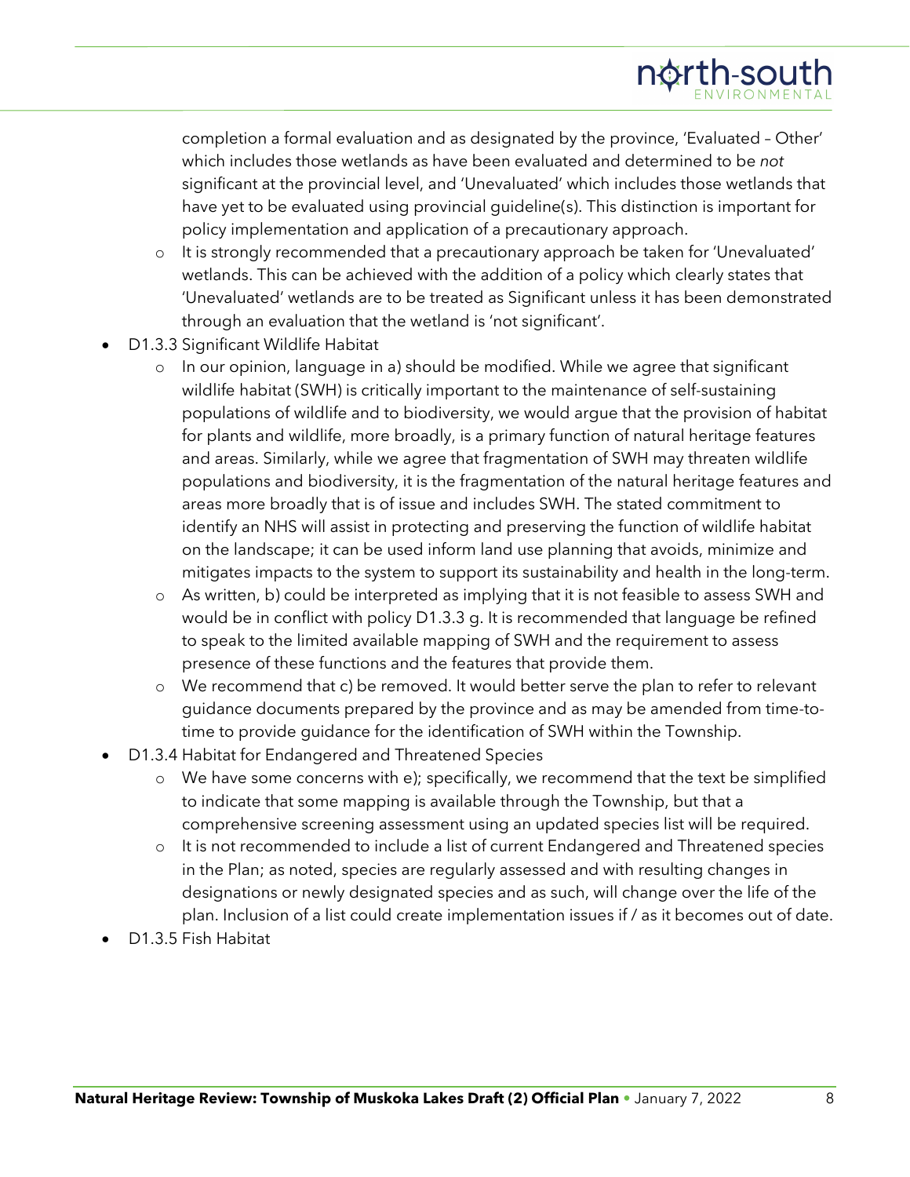- completion a formal evaluation and as designated by the province, 'Evaluated – Other' which includes those wetlands as have been evaluated and determined to be *not* significant at the provincial level, and 'Unevaluated' which includes those wetlands that have yet to be evaluated using provincial guideline(s). This distinction is important for policy implementation and application of a precautionary approach.
  - It is strongly recommended that a precautionary approach be taken for 'Unevaluated' wetlands. This can be achieved with the addition of a policy which clearly states that 'Unevaluated' wetlands are to be treated as Significant unless it has been demonstrated through an evaluation that the wetland is 'not significant'.
- D1.3.3 Significant Wildlife Habitat
  - In our opinion, language in a) should be modified. While we agree that significant wildlife habitat (SWH) is critically important to the maintenance of self-sustaining populations of wildlife and to biodiversity, we would argue that the provision of habitat for plants and wildlife, more broadly, is a primary function of natural heritage features and areas. Similarly, while we agree that fragmentation of SWH may threaten wildlife populations and biodiversity, it is the fragmentation of the natural heritage features and areas more broadly that is of issue and includes SWH. The stated commitment to identify an NHS will assist in protecting and preserving the function of wildlife habitat on the landscape; it can be used inform land use planning that avoids, minimize and mitigates impacts to the system to support its sustainability and health in the long-term.
  - As written, b) could be interpreted as implying that it is not feasible to assess SWH and would be in conflict with policy D1.3.3 g. It is recommended that language be refined to speak to the limited available mapping of SWH and the requirement to assess presence of these functions and the features that provide them.
  - We recommend that c) be removed. It would better serve the plan to refer to relevant guidance documents prepared by the province and as may be amended from time-to-time to provide guidance for the identification of SWH within the Township.
- D1.3.4 Habitat for Endangered and Threatened Species
  - We have some concerns with e); specifically, we recommend that the text be simplified to indicate that some mapping is available through the Township, but that a comprehensive screening assessment using an updated species list will be required.
  - It is not recommended to include a list of current Endangered and Threatened species in the Plan; as noted, species are regularly assessed and with resulting changes in designations or newly designated species and as such, will change over the life of the plan. Inclusion of a list could create implementation issues if / as it becomes out of date.
- D1.3.5 Fish Habitat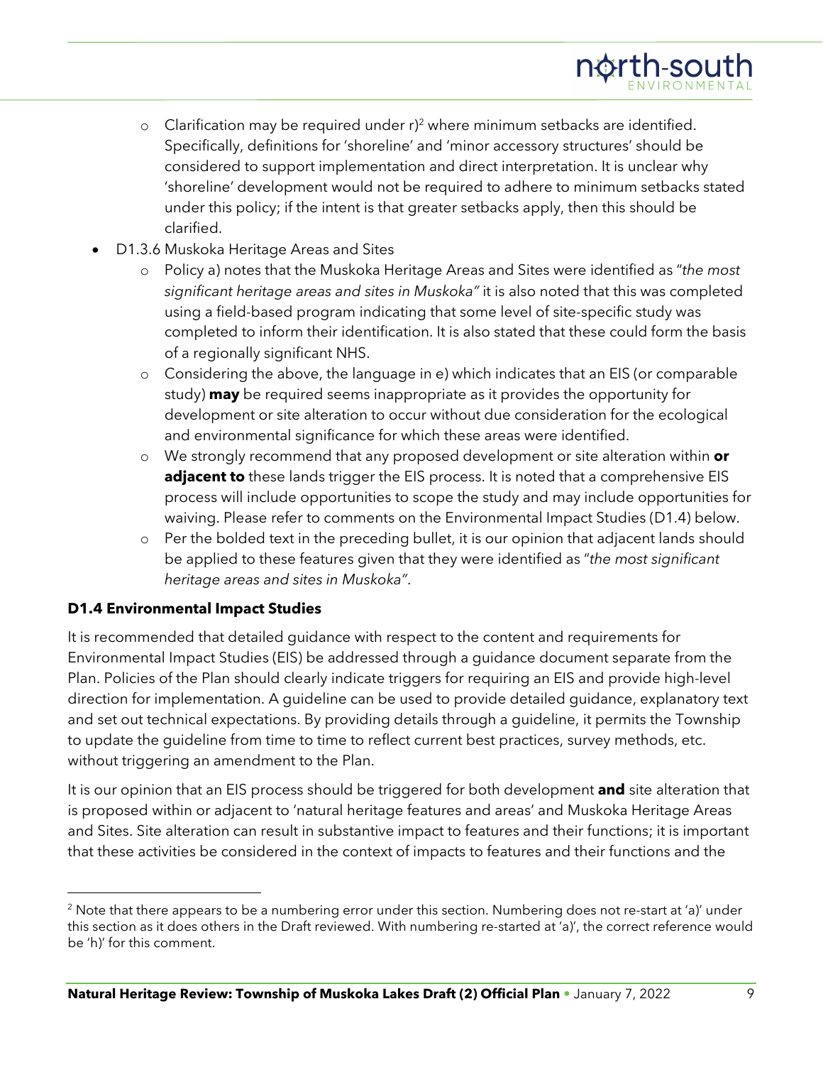- Clarification may be required under r)[2] where minimum setbacks are identified. Specifically, definitions for 'shoreline' and 'minor accessory structures' should be considered to support implementation and direct interpretation. It is unclear why 'shoreline' development would not be required to adhere to minimum setbacks stated under this policy; if the intent is that greater setbacks apply, then this should be clarified.
- D1.3.6 Muskoka Heritage Areas and Sites
  - Policy a) notes that the Muskoka Heritage Areas and Sites were identified as "*the most significant heritage areas and sites in Muskoka"* it is also noted that this was completed using a field-based program indicating that some level of site-specific study was completed to inform their identification. It is also stated that these could form the basis of a regionally significant NHS.
  - Considering the above, the language in e) which indicates that an EIS (or comparable study) **may** be required seems inappropriate as it provides the opportunity for development or site alteration to occur without due consideration for the ecological and environmental significance for which these areas were identified.
  - We strongly recommend that any proposed development or site alteration within **or adjacent to** these lands trigger the EIS process. It is noted that a comprehensive EIS process will include opportunities to scope the study and may include opportunities for waiving. Please refer to comments on the Environmental Impact Studies (D1.4) below.
  - Per the bolded text in the preceding bullet, it is our opinion that adjacent lands should be applied to these features given that they were identified as "*the most significant heritage areas and sites in Muskoka"*.

**D1.4 Environmental Impact Studies**

It is recommended that detailed guidance with respect to the content and requirements for Environmental Impact Studies (EIS) be addressed through a guidance document separate from the Plan. Policies of the Plan should clearly indicate triggers for requiring an EIS and provide high-level direction for implementation. A guideline can be used to provide detailed guidance, explanatory text and set out technical expectations. By providing details through a guideline, it permits the Township to update the guideline from time to time to reflect current best practices, survey methods, etc. without triggering an amendment to the Plan.

It is our opinion that an EIS process should be triggered for both development **and** site alteration that is proposed within or adjacent to 'natural heritage features and areas' and Muskoka Heritage Areas and Sites. Site alteration can result in substantive impact to features and their functions; it is important that these activities be considered in the context of impacts to features and their functions and the

[2] Note that there appears to be a numbering error under this section. Numbering does not re-start at 'a)' under this section as it does others in the Draft reviewed. With numbering re-started at 'a)', the correct reference would be 'h)' for this comment.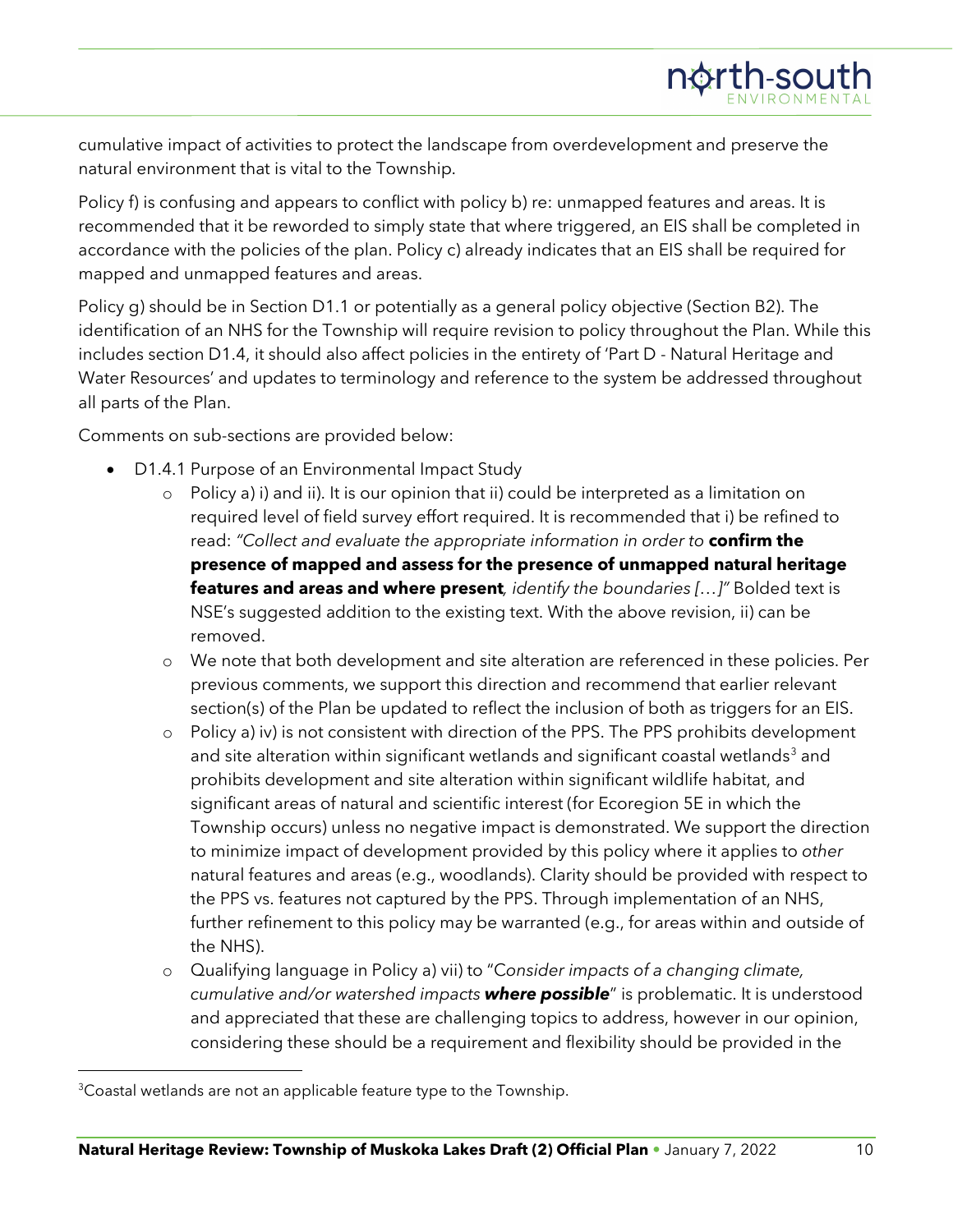cumulative impact of activities to protect the landscape from overdevelopment and preserve the natural environment that is vital to the Township.

Policy f) is confusing and appears to conflict with policy b) re: unmapped features and areas. It is recommended that it be reworded to simply state that where triggered, an EIS shall be completed in accordance with the policies of the plan. Policy c) already indicates that an EIS shall be required for mapped and unmapped features and areas.

Policy g) should be in Section D1.1 or potentially as a general policy objective (Section B2). The identification of an NHS for the Township will require revision to policy throughout the Plan. While this includes section D1.4, it should also affect policies in the entirety of 'Part D - Natural Heritage and Water Resources' and updates to terminology and reference to the system be addressed throughout all parts of the Plan.

Comments on sub-sections are provided below:

- D1.4.1 Purpose of an Environmental Impact Study
    - Policy a) i) and ii). It is our opinion that ii) could be interpreted as a limitation on required level of field survey effort required. It is recommended that i) be refined to read: *"Collect and evaluate the appropriate information in order to* **confirm the presence of mapped and assess for the presence of unmapped natural heritage features and areas and where present***, identify the boundaries […]"* Bolded text is NSE's suggested addition to the existing text. With the above revision, ii) can be removed.
    - We note that both development and site alteration are referenced in these policies. Per previous comments, we support this direction and recommend that earlier relevant section(s) of the Plan be updated to reflect the inclusion of both as triggers for an EIS.
    - Policy a) iv) is not consistent with direction of the PPS. The PPS prohibits development and site alteration within significant wetlands and significant coastal wetlands[3] and prohibits development and site alteration within significant wildlife habitat, and significant areas of natural and scientific interest (for Ecoregion 5E in which the Township occurs) unless no negative impact is demonstrated. We support the direction to minimize impact of development provided by this policy where it applies to *other* natural features and areas (e.g., woodlands). Clarity should be provided with respect to the PPS vs. features not captured by the PPS. Through implementation of an NHS, further refinement to this policy may be warranted (e.g., for areas within and outside of the NHS).
    - Qualifying language in Policy a) vii) to "*Consider impacts of a changing climate, cumulative and/or watershed impacts* ***where possible***" is problematic. It is understood and appreciated that these are challenging topics to address, however in our opinion, considering these should be a requirement and flexibility should be provided in the

[3] Coastal wetlands are not an applicable feature type to the Township.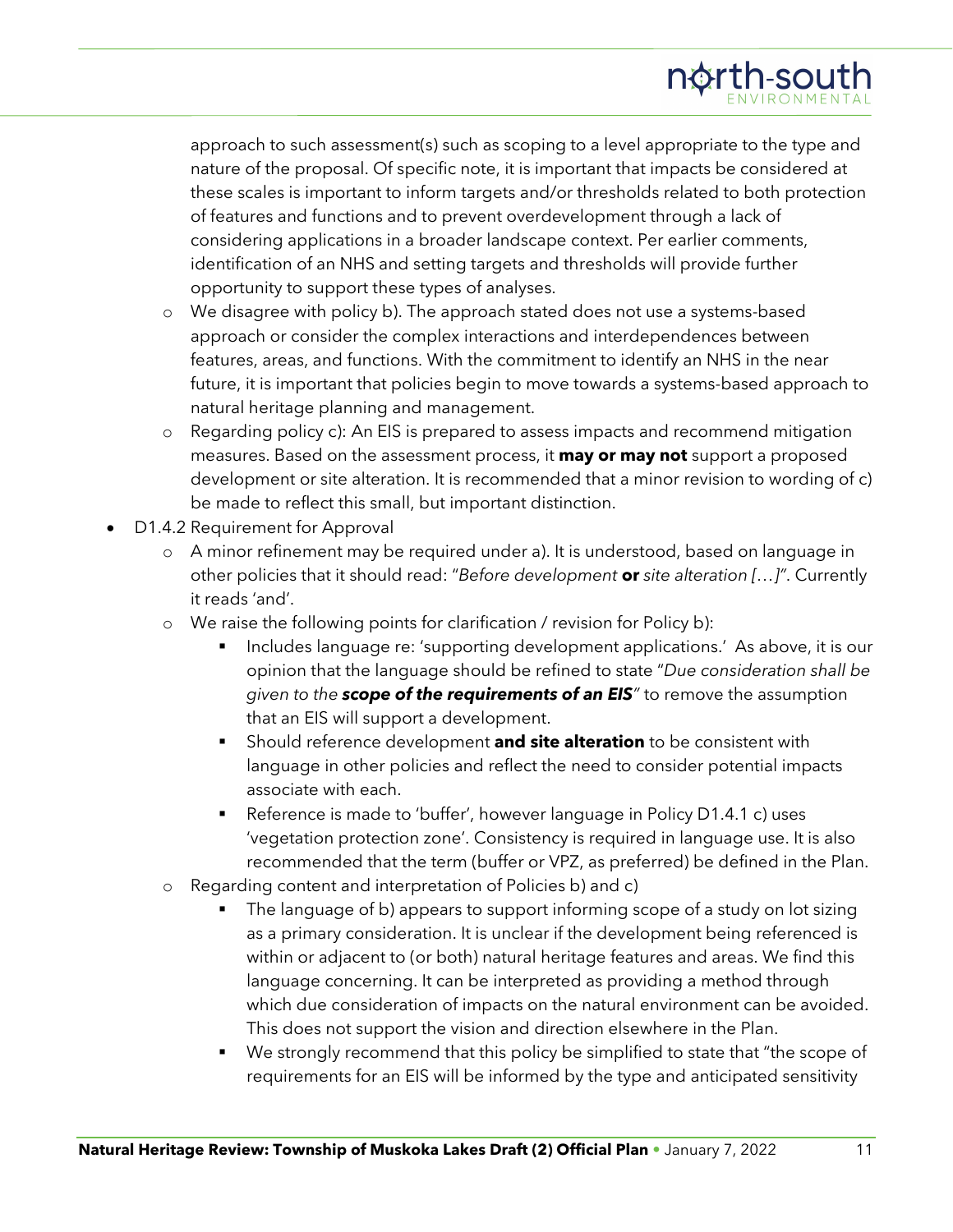approach to such assessment(s) such as scoping to a level appropriate to the type and nature of the proposal. Of specific note, it is important that impacts be considered at these scales is important to inform targets and/or thresholds related to both protection of features and functions and to prevent overdevelopment through a lack of considering applications in a broader landscape context. Per earlier comments, identification of an NHS and setting targets and thresholds will provide further opportunity to support these types of analyses.

  - We disagree with policy b). The approach stated does not use a systems-based approach or consider the complex interactions and interdependences between features, areas, and functions. With the commitment to identify an NHS in the near future, it is important that policies begin to move towards a systems-based approach to natural heritage planning and management.
  - Regarding policy c): An EIS is prepared to assess impacts and recommend mitigation measures. Based on the assessment process, it **may or may not** support a proposed development or site alteration. It is recommended that a minor revision to wording of c) be made to reflect this small, but important distinction.
- D1.4.2 Requirement for Approval
  - A minor refinement may be required under a). It is understood, based on language in other policies that it should read: "*Before development* **or** *site alteration […]*". Currently it reads 'and'.
  - We raise the following points for clarification / revision for Policy b):
    - Includes language re: 'supporting development applications.' As above, it is our opinion that the language should be refined to state "*Due consideration shall be given to the* ***scope of the requirements of an EIS***" to remove the assumption that an EIS will support a development.
    - Should reference development **and site alteration** to be consistent with language in other policies and reflect the need to consider potential impacts associate with each.
    - Reference is made to 'buffer', however language in Policy D1.4.1 c) uses 'vegetation protection zone'. Consistency is required in language use. It is also recommended that the term (buffer or VPZ, as preferred) be defined in the Plan.
  - Regarding content and interpretation of Policies b) and c)
    - The language of b) appears to support informing scope of a study on lot sizing as a primary consideration. It is unclear if the development being referenced is within or adjacent to (or both) natural heritage features and areas. We find this language concerning. It can be interpreted as providing a method through which due consideration of impacts on the natural environment can be avoided. This does not support the vision and direction elsewhere in the Plan.
    - We strongly recommend that this policy be simplified to state that "the scope of requirements for an EIS will be informed by the type and anticipated sensitivity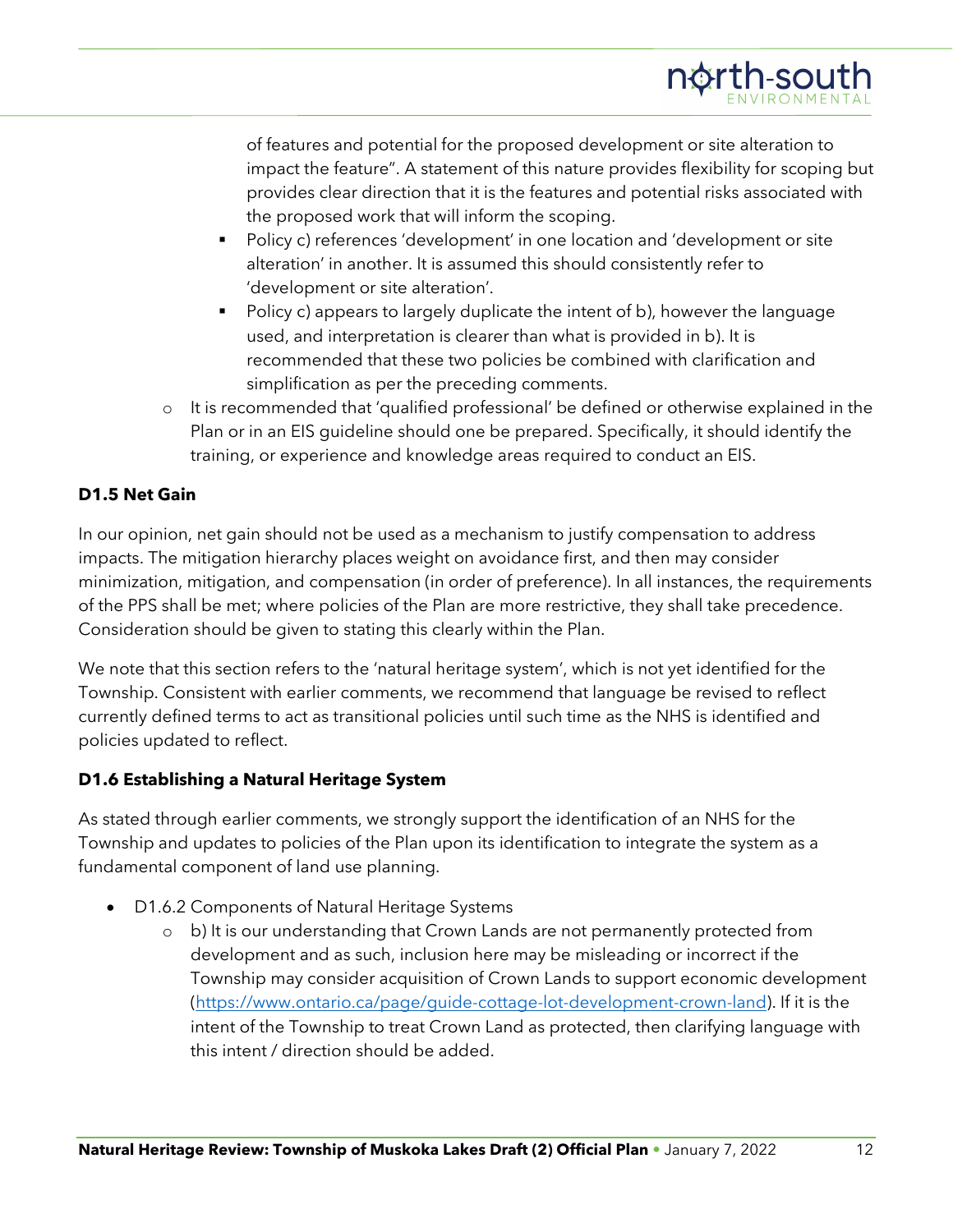of features and potential for the proposed development or site alteration to impact the feature". A statement of this nature provides flexibility for scoping but provides clear direction that it is the features and potential risks associated with the proposed work that will inform the scoping.
    - Policy c) references 'development' in one location and 'development or site alteration' in another. It is assumed this should consistently refer to 'development or site alteration'.
    - Policy c) appears to largely duplicate the intent of b), however the language used, and interpretation is clearer than what is provided in b). It is recommended that these two policies be combined with clarification and simplification as per the preceding comments.
  - It is recommended that 'qualified professional' be defined or otherwise explained in the Plan or in an EIS guideline should one be prepared. Specifically, it should identify the training, or experience and knowledge areas required to conduct an EIS.

**D1.5 Net Gain**

In our opinion, net gain should not be used as a mechanism to justify compensation to address impacts. The mitigation hierarchy places weight on avoidance first, and then may consider minimization, mitigation, and compensation (in order of preference). In all instances, the requirements of the PPS shall be met; where policies of the Plan are more restrictive, they shall take precedence. Consideration should be given to stating this clearly within the Plan.

We note that this section refers to the 'natural heritage system', which is not yet identified for the Township. Consistent with earlier comments, we recommend that language be revised to reflect currently defined terms to act as transitional policies until such time as the NHS is identified and policies updated to reflect.

**D1.6 Establishing a Natural Heritage System**

As stated through earlier comments, we strongly support the identification of an NHS for the Township and updates to policies of the Plan upon its identification to integrate the system as a fundamental component of land use planning.

- D1.6.2 Components of Natural Heritage Systems
  - b) It is our understanding that Crown Lands are not permanently protected from development and as such, inclusion here may be misleading or incorrect if the Township may consider acquisition of Crown Lands to support economic development (https://www.ontario.ca/page/guide-cottage-lot-development-crown-land). If it is the intent of the Township to treat Crown Land as protected, then clarifying language with this intent / direction should be added.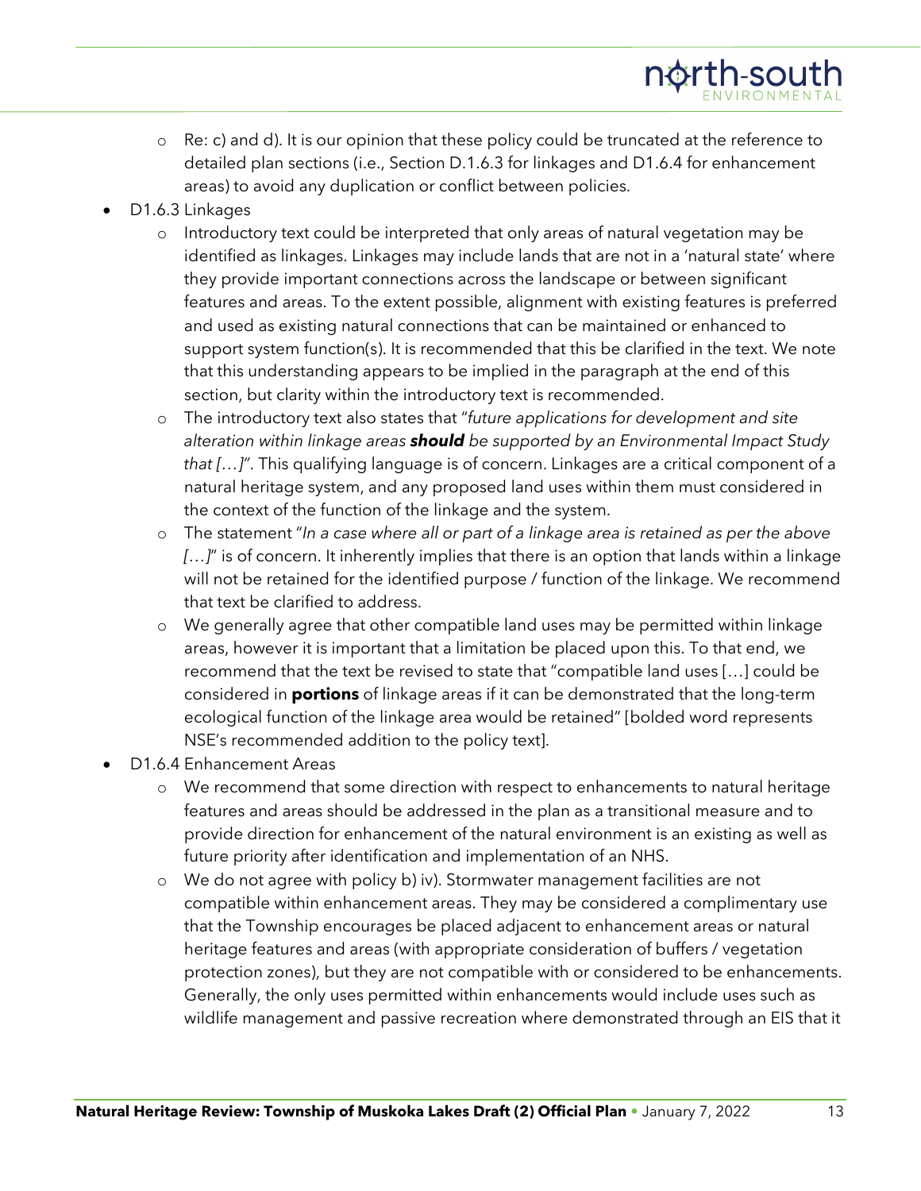- Re: c) and d). It is our opinion that these policy could be truncated at the reference to detailed plan sections (i.e., Section D.1.6.3 for linkages and D1.6.4 for enhancement areas) to avoid any duplication or conflict between policies.

- D1.6.3 Linkages
  - Introductory text could be interpreted that only areas of natural vegetation may be identified as linkages. Linkages may include lands that are not in a 'natural state' where they provide important connections across the landscape or between significant features and areas. To the extent possible, alignment with existing features is preferred and used as existing natural connections that can be maintained or enhanced to support system function(s). It is recommended that this be clarified in the text. We note that this understanding appears to be implied in the paragraph at the end of this section, but clarity within the introductory text is recommended.
  - The introductory text also states that "*future applications for development and site alteration within linkage areas **should** be supported by an Environmental Impact Study that […]*". This qualifying language is of concern. Linkages are a critical component of a natural heritage system, and any proposed land uses within them must considered in the context of the function of the linkage and the system.
  - The statement "*In a case where all or part of a linkage area is retained as per the above […]*" is of concern. It inherently implies that there is an option that lands within a linkage will not be retained for the identified purpose / function of the linkage. We recommend that text be clarified to address.
  - We generally agree that other compatible land uses may be permitted within linkage areas, however it is important that a limitation be placed upon this. To that end, we recommend that the text be revised to state that "compatible land uses […] could be considered in **portions** of linkage areas if it can be demonstrated that the long-term ecological function of the linkage area would be retained" [bolded word represents NSE's recommended addition to the policy text].

- D1.6.4 Enhancement Areas
  - We recommend that some direction with respect to enhancements to natural heritage features and areas should be addressed in the plan as a transitional measure and to provide direction for enhancement of the natural environment is an existing as well as future priority after identification and implementation of an NHS.
  - We do not agree with policy b) iv). Stormwater management facilities are not compatible within enhancement areas. They may be considered a complimentary use that the Township encourages be placed adjacent to enhancement areas or natural heritage features and areas (with appropriate consideration of buffers / vegetation protection zones), but they are not compatible with or considered to be enhancements. Generally, the only uses permitted within enhancements would include uses such as wildlife management and passive recreation where demonstrated through an EIS that it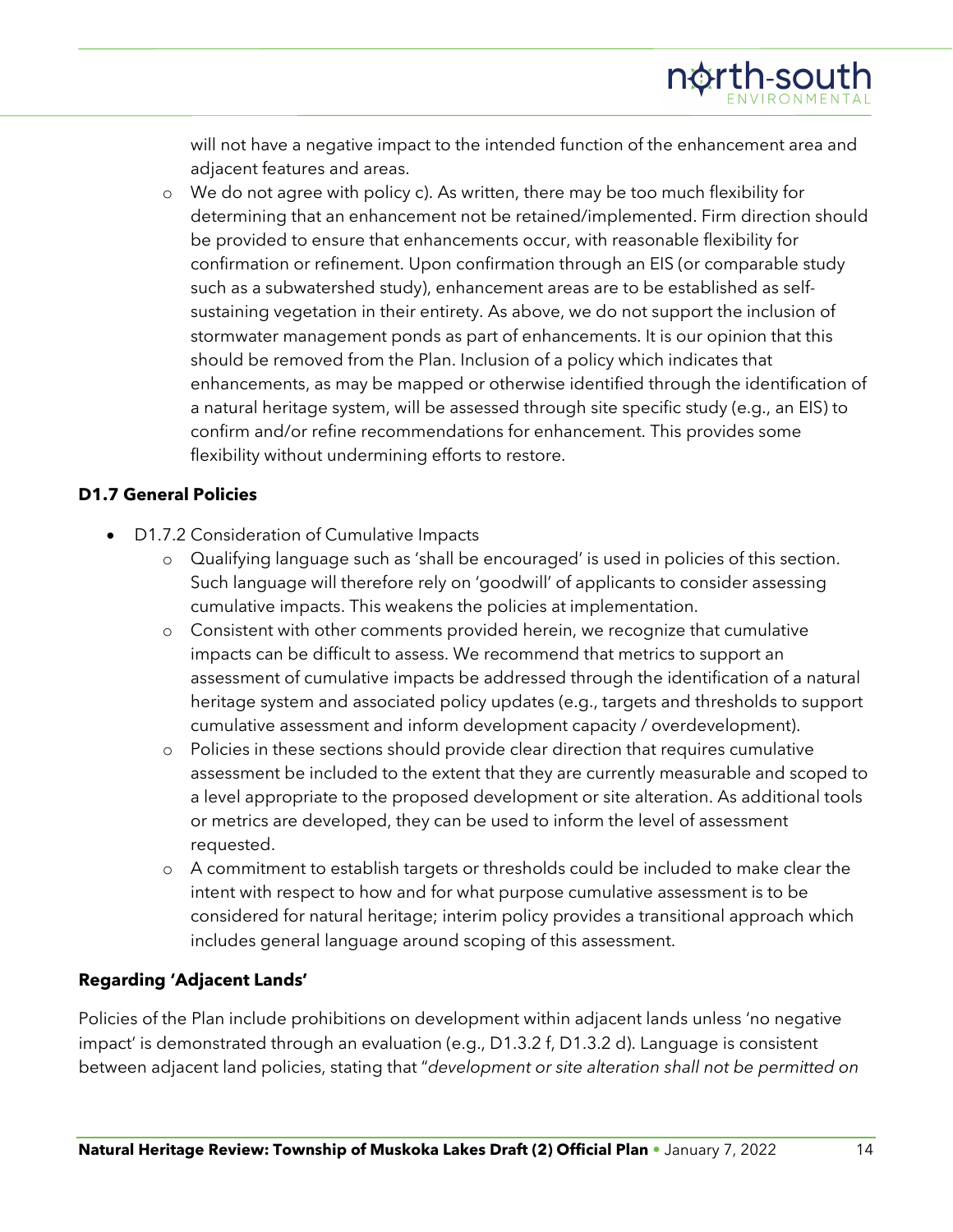will not have a negative impact to the intended function of the enhancement area and adjacent features and areas.

- We do not agree with policy c). As written, there may be too much flexibility for determining that an enhancement not be retained/implemented. Firm direction should be provided to ensure that enhancements occur, with reasonable flexibility for confirmation or refinement. Upon confirmation through an EIS (or comparable study such as a subwatershed study), enhancement areas are to be established as self-sustaining vegetation in their entirety. As above, we do not support the inclusion of stormwater management ponds as part of enhancements. It is our opinion that this should be removed from the Plan. Inclusion of a policy which indicates that enhancements, as may be mapped or otherwise identified through the identification of a natural heritage system, will be assessed through site specific study (e.g., an EIS) to confirm and/or refine recommendations for enhancement. This provides some flexibility without undermining efforts to restore.

### D1.7 General Policies

- D1.7.2 Consideration of Cumulative Impacts
  - Qualifying language such as 'shall be encouraged' is used in policies of this section. Such language will therefore rely on 'goodwill' of applicants to consider assessing cumulative impacts. This weakens the policies at implementation.
  - Consistent with other comments provided herein, we recognize that cumulative impacts can be difficult to assess. We recommend that metrics to support an assessment of cumulative impacts be addressed through the identification of a natural heritage system and associated policy updates (e.g., targets and thresholds to support cumulative assessment and inform development capacity / overdevelopment).
  - Policies in these sections should provide clear direction that requires cumulative assessment be included to the extent that they are currently measurable and scoped to a level appropriate to the proposed development or site alteration. As additional tools or metrics are developed, they can be used to inform the level of assessment requested.
  - A commitment to establish targets or thresholds could be included to make clear the intent with respect to how and for what purpose cumulative assessment is to be considered for natural heritage; interim policy provides a transitional approach which includes general language around scoping of this assessment.

### Regarding 'Adjacent Lands'

Policies of the Plan include prohibitions on development within adjacent lands unless 'no negative impact' is demonstrated through an evaluation (e.g., D1.3.2 f, D1.3.2 d). Language is consistent between adjacent land policies, stating that "*development or site alteration shall not be permitted on*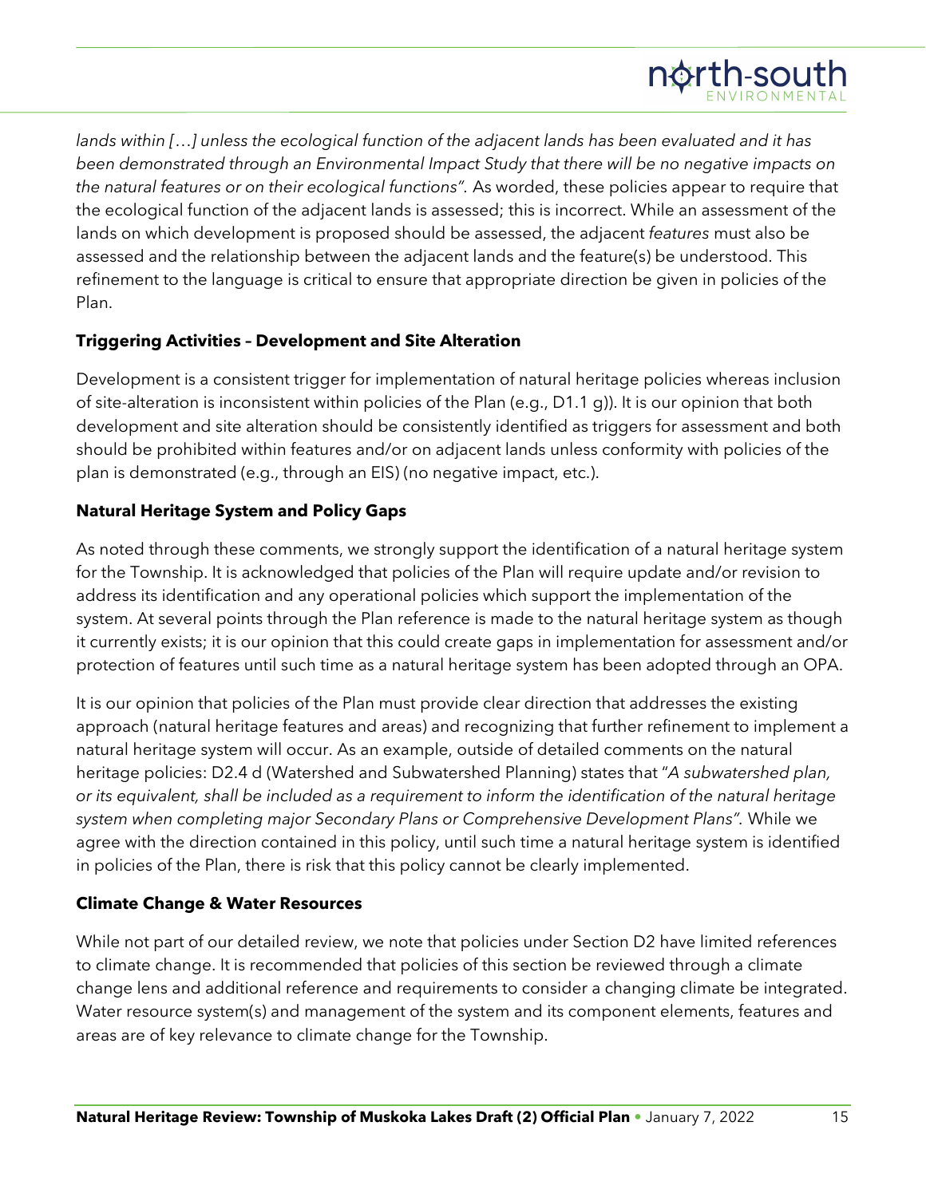*lands within […] unless the ecological function of the adjacent lands has been evaluated and it has been demonstrated through an Environmental Impact Study that there will be no negative impacts on the natural features or on their ecological functions".* As worded, these policies appear to require that the ecological function of the adjacent lands is assessed; this is incorrect. While an assessment of the lands on which development is proposed should be assessed, the adjacent *features* must also be assessed and the relationship between the adjacent lands and the feature(s) be understood. This refinement to the language is critical to ensure that appropriate direction be given in policies of the Plan.

**Triggering Activities – Development and Site Alteration**

Development is a consistent trigger for implementation of natural heritage policies whereas inclusion of site-alteration is inconsistent within policies of the Plan (e.g., D1.1 g)). It is our opinion that both development and site alteration should be consistently identified as triggers for assessment and both should be prohibited within features and/or on adjacent lands unless conformity with policies of the plan is demonstrated (e.g., through an EIS) (no negative impact, etc.).

**Natural Heritage System and Policy Gaps**

As noted through these comments, we strongly support the identification of a natural heritage system for the Township. It is acknowledged that policies of the Plan will require update and/or revision to address its identification and any operational policies which support the implementation of the system. At several points through the Plan reference is made to the natural heritage system as though it currently exists; it is our opinion that this could create gaps in implementation for assessment and/or protection of features until such time as a natural heritage system has been adopted through an OPA.

It is our opinion that policies of the Plan must provide clear direction that addresses the existing approach (natural heritage features and areas) and recognizing that further refinement to implement a natural heritage system will occur. As an example, outside of detailed comments on the natural heritage policies: D2.4 d (Watershed and Subwatershed Planning) states that "*A subwatershed plan, or its equivalent, shall be included as a requirement to inform the identification of the natural heritage system when completing major Secondary Plans or Comprehensive Development Plans*". While we agree with the direction contained in this policy, until such time a natural heritage system is identified in policies of the Plan, there is risk that this policy cannot be clearly implemented.

**Climate Change & Water Resources**

While not part of our detailed review, we note that policies under Section D2 have limited references to climate change. It is recommended that policies of this section be reviewed through a climate change lens and additional reference and requirements to consider a changing climate be integrated. Water resource system(s) and management of the system and its component elements, features and areas are of key relevance to climate change for the Township.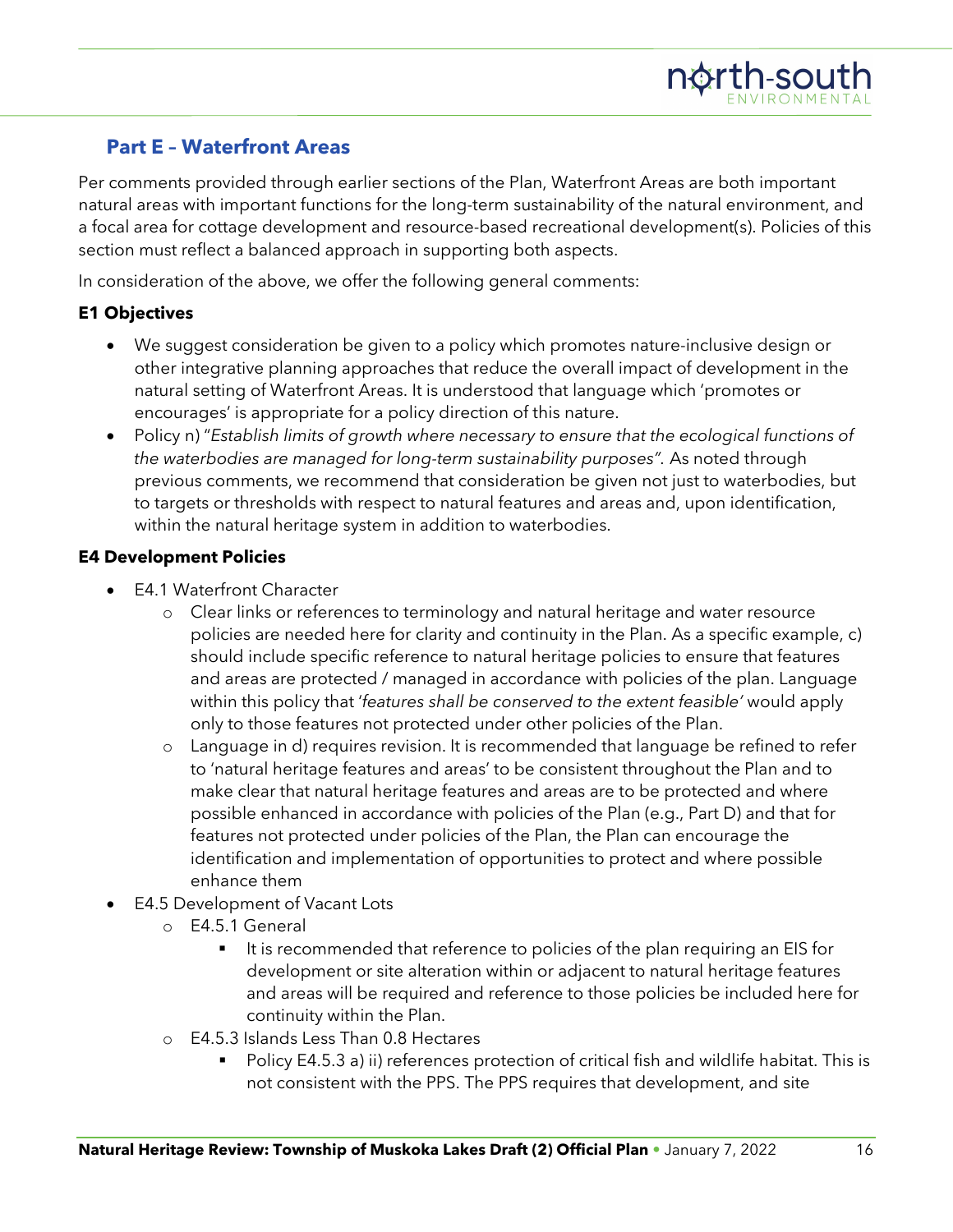## Part E – Waterfront Areas

Per comments provided through earlier sections of the Plan, Waterfront Areas are both important natural areas with important functions for the long-term sustainability of the natural environment, and a focal area for cottage development and resource-based recreational development(s). Policies of this section must reflect a balanced approach in supporting both aspects.

In consideration of the above, we offer the following general comments:

**E1 Objectives**

- We suggest consideration be given to a policy which promotes nature-inclusive design or other integrative planning approaches that reduce the overall impact of development in the natural setting of Waterfront Areas. It is understood that language which 'promotes or encourages' is appropriate for a policy direction of this nature.
- Policy n) "*Establish limits of growth where necessary to ensure that the ecological functions of the waterbodies are managed for long-term sustainability purposes*". As noted through previous comments, we recommend that consideration be given not just to waterbodies, but to targets or thresholds with respect to natural features and areas and, upon identification, within the natural heritage system in addition to waterbodies.

**E4 Development Policies**

- E4.1 Waterfront Character
  - Clear links or references to terminology and natural heritage and water resource policies are needed here for clarity and continuity in the Plan. As a specific example, c) should include specific reference to natural heritage policies to ensure that features and areas are protected / managed in accordance with policies of the plan. Language within this policy that '*features shall be conserved to the extent feasible*' would apply only to those features not protected under other policies of the Plan.
  - Language in d) requires revision. It is recommended that language be refined to refer to 'natural heritage features and areas' to be consistent throughout the Plan and to make clear that natural heritage features and areas are to be protected and where possible enhanced in accordance with policies of the Plan (e.g., Part D) and that for features not protected under policies of the Plan, the Plan can encourage the identification and implementation of opportunities to protect and where possible enhance them
- E4.5 Development of Vacant Lots
  - E4.5.1 General
    - It is recommended that reference to policies of the plan requiring an EIS for development or site alteration within or adjacent to natural heritage features and areas will be required and reference to those policies be included here for continuity within the Plan.
  - E4.5.3 Islands Less Than 0.8 Hectares
    - Policy E4.5.3 a) ii) references protection of critical fish and wildlife habitat. This is not consistent with the PPS. The PPS requires that development, and site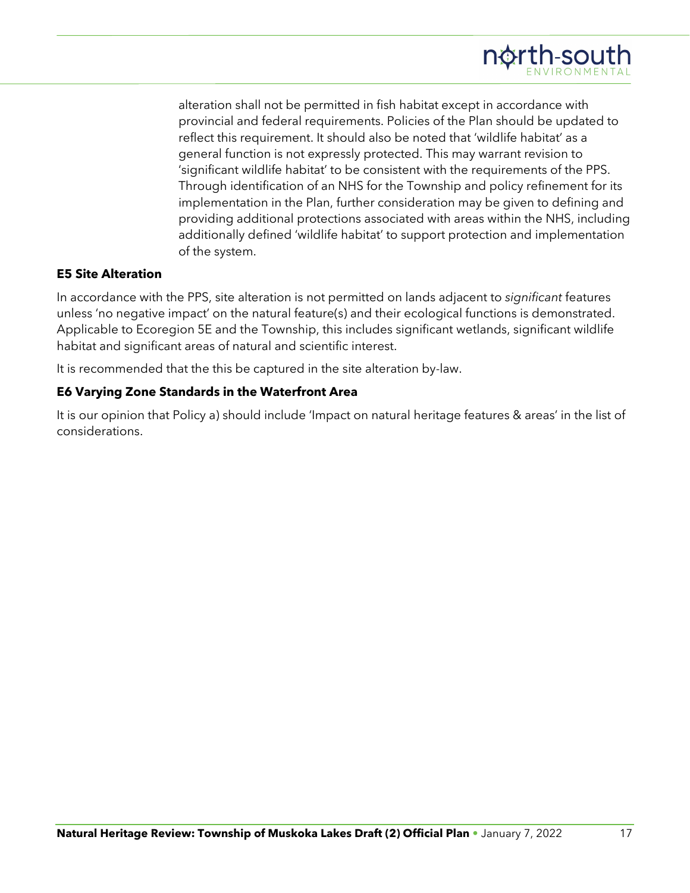alteration shall not be permitted in fish habitat except in accordance with provincial and federal requirements. Policies of the Plan should be updated to reflect this requirement. It should also be noted that 'wildlife habitat' as a general function is not expressly protected. This may warrant revision to 'significant wildlife habitat' to be consistent with the requirements of the PPS. Through identification of an NHS for the Township and policy refinement for its implementation in the Plan, further consideration may be given to defining and providing additional protections associated with areas within the NHS, including additionally defined 'wildlife habitat' to support protection and implementation of the system.

**E5 Site Alteration**

In accordance with the PPS, site alteration is not permitted on lands adjacent to *significant* features unless 'no negative impact' on the natural feature(s) and their ecological functions is demonstrated. Applicable to Ecoregion 5E and the Township, this includes significant wetlands, significant wildlife habitat and significant areas of natural and scientific interest.

It is recommended that the this be captured in the site alteration by-law.

**E6 Varying Zone Standards in the Waterfront Area**

It is our opinion that Policy a) should include 'Impact on natural heritage features & areas' in the list of considerations.